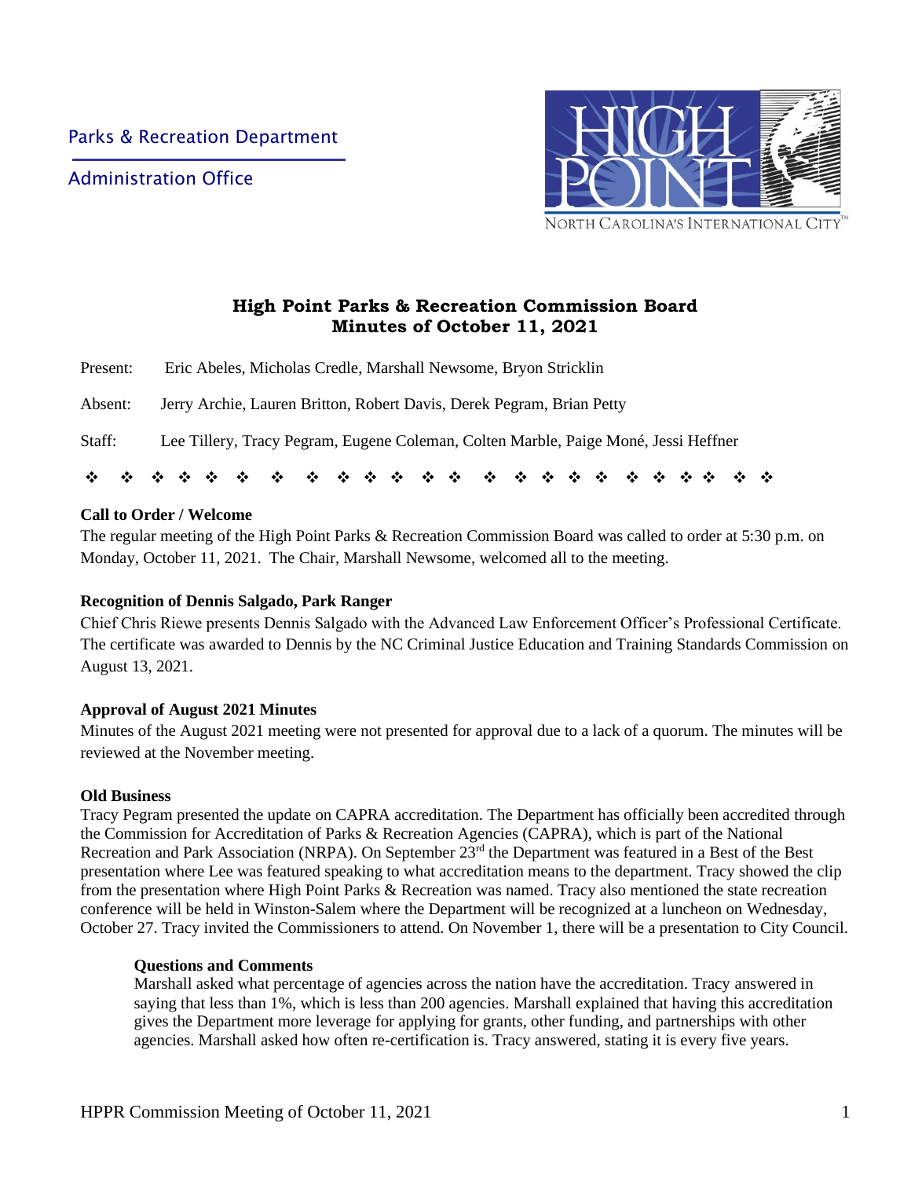Parks & Recreation Department

Administration Office

HIGH POINT
NORTH CAROLINA'S INTERNATIONAL CITY™

# High Point Parks & Recreation Commission Board
## Minutes of October 11, 2021

Present: Eric Abeles, Micholas Credle, Marshall Newsome, Bryon Stricklin

Absent: Jerry Archie, Lauren Britton, Robert Davis, Derek Pegram, Brian Petty

Staff: Lee Tillery, Tracy Pegram, Eugene Coleman, Colten Marble, Paige Moné, Jessi Heffner

❖ ❖ ❖ ❖ ❖ ❖ ❖ ❖ ❖ ❖ ❖ ❖ ❖ ❖ ❖ ❖ ❖ ❖ ❖ ❖ ❖ ❖ ❖ ❖ ❖ ❖

**Call to Order / Welcome**

The regular meeting of the High Point Parks & Recreation Commission Board was called to order at 5:30 p.m. on Monday, October 11, 2021. The Chair, Marshall Newsome, welcomed all to the meeting.

**Recognition of Dennis Salgado, Park Ranger**

Chief Chris Riewe presents Dennis Salgado with the Advanced Law Enforcement Officer's Professional Certificate. The certificate was awarded to Dennis by the NC Criminal Justice Education and Training Standards Commission on August 13, 2021.

**Approval of August 2021 Minutes**

Minutes of the August 2021 meeting were not presented for approval due to a lack of a quorum. The minutes will be reviewed at the November meeting.

**Old Business**

Tracy Pegram presented the update on CAPRA accreditation. The Department has officially been accredited through the Commission for Accreditation of Parks & Recreation Agencies (CAPRA), which is part of the National Recreation and Park Association (NRPA). On September 23rd the Department was featured in a Best of the Best presentation where Lee was featured speaking to what accreditation means to the department. Tracy showed the clip from the presentation where High Point Parks & Recreation was named. Tracy also mentioned the state recreation conference will be held in Winston-Salem where the Department will be recognized at a luncheon on Wednesday, October 27. Tracy invited the Commissioners to attend. On November 1, there will be a presentation to City Council.

**Questions and Comments**

Marshall asked what percentage of agencies across the nation have the accreditation. Tracy answered in saying that less than 1%, which is less than 200 agencies. Marshall explained that having this accreditation gives the Department more leverage for applying for grants, other funding, and partnerships with other agencies. Marshall asked how often re-certification is. Tracy answered, stating it is every five years.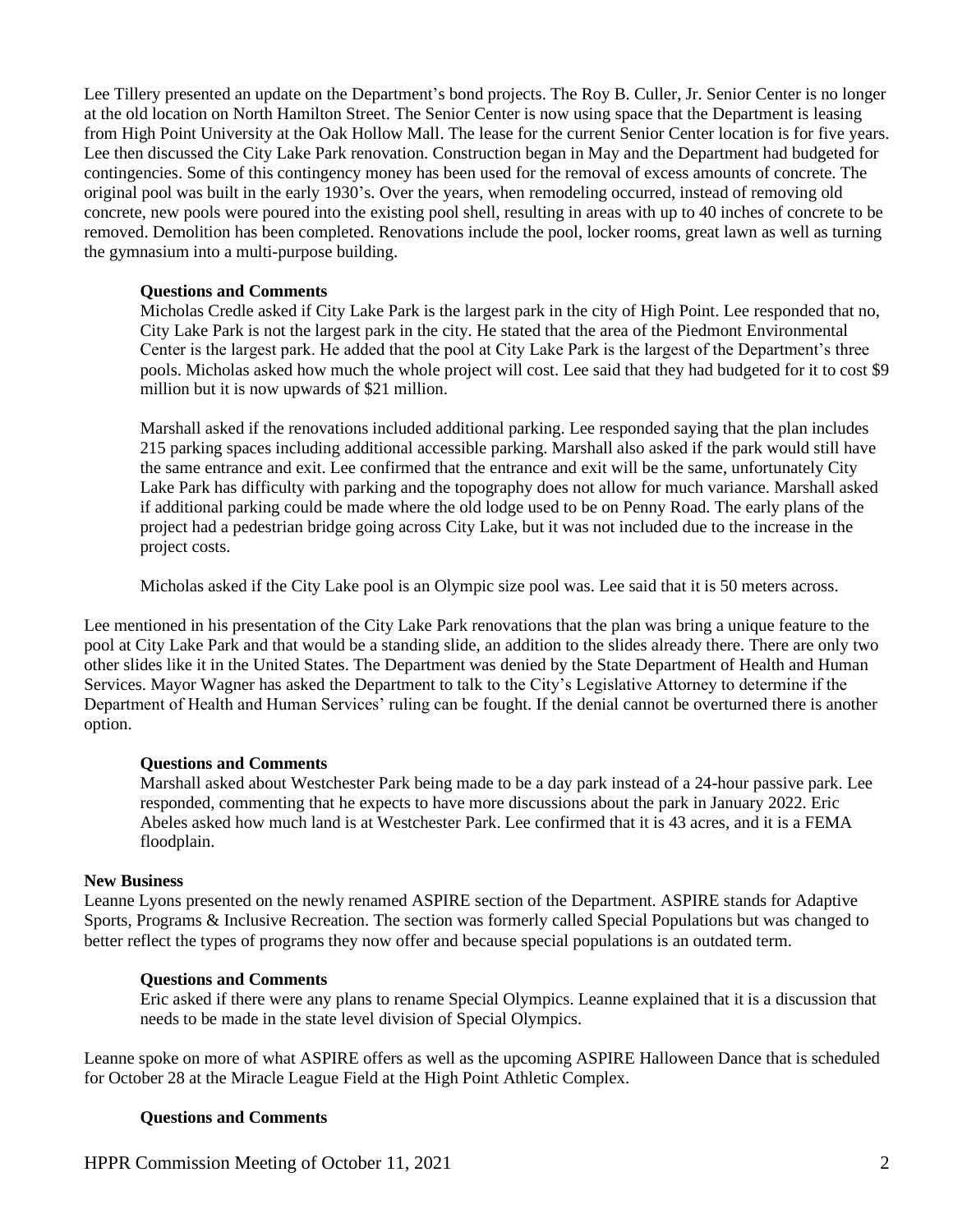Lee Tillery presented an update on the Department's bond projects. The Roy B. Culler, Jr. Senior Center is no longer at the old location on North Hamilton Street. The Senior Center is now using space that the Department is leasing from High Point University at the Oak Hollow Mall. The lease for the current Senior Center location is for five years. Lee then discussed the City Lake Park renovation. Construction began in May and the Department had budgeted for contingencies. Some of this contingency money has been used for the removal of excess amounts of concrete. The original pool was built in the early 1930's. Over the years, when remodeling occurred, instead of removing old concrete, new pools were poured into the existing pool shell, resulting in areas with up to 40 inches of concrete to be removed. Demolition has been completed. Renovations include the pool, locker rooms, great lawn as well as turning the gymnasium into a multi-purpose building.

**Questions and Comments**

Micholas Credle asked if City Lake Park is the largest park in the city of High Point. Lee responded that no, City Lake Park is not the largest park in the city. He stated that the area of the Piedmont Environmental Center is the largest park. He added that the pool at City Lake Park is the largest of the Department's three pools. Micholas asked how much the whole project will cost. Lee said that they had budgeted for it to cost $9 million but it is now upwards of $21 million.

Marshall asked if the renovations included additional parking. Lee responded saying that the plan includes 215 parking spaces including additional accessible parking. Marshall also asked if the park would still have the same entrance and exit. Lee confirmed that the entrance and exit will be the same, unfortunately City Lake Park has difficulty with parking and the topography does not allow for much variance. Marshall asked if additional parking could be made where the old lodge used to be on Penny Road. The early plans of the project had a pedestrian bridge going across City Lake, but it was not included due to the increase in the project costs.

Micholas asked if the City Lake pool is an Olympic size pool was. Lee said that it is 50 meters across.

Lee mentioned in his presentation of the City Lake Park renovations that the plan was bring a unique feature to the pool at City Lake Park and that would be a standing slide, an addition to the slides already there. There are only two other slides like it in the United States. The Department was denied by the State Department of Health and Human Services. Mayor Wagner has asked the Department to talk to the City's Legislative Attorney to determine if the Department of Health and Human Services' ruling can be fought. If the denial cannot be overturned there is another option.

**Questions and Comments**

Marshall asked about Westchester Park being made to be a day park instead of a 24-hour passive park. Lee responded, commenting that he expects to have more discussions about the park in January 2022. Eric Abeles asked how much land is at Westchester Park. Lee confirmed that it is 43 acres, and it is a FEMA floodplain.

**New Business**

Leanne Lyons presented on the newly renamed ASPIRE section of the Department. ASPIRE stands for Adaptive Sports, Programs & Inclusive Recreation. The section was formerly called Special Populations but was changed to better reflect the types of programs they now offer and because special populations is an outdated term.

**Questions and Comments**

Eric asked if there were any plans to rename Special Olympics. Leanne explained that it is a discussion that needs to be made in the state level division of Special Olympics.

Leanne spoke on more of what ASPIRE offers as well as the upcoming ASPIRE Halloween Dance that is scheduled for October 28 at the Miracle League Field at the High Point Athletic Complex.

**Questions and Comments**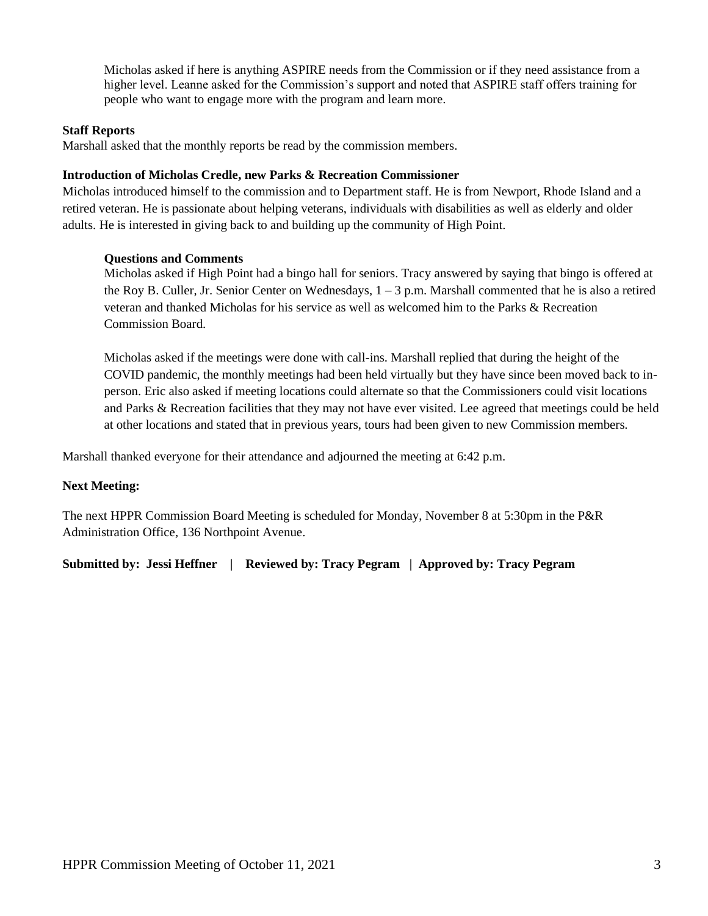Micholas asked if here is anything ASPIRE needs from the Commission or if they need assistance from a higher level. Leanne asked for the Commission's support and noted that ASPIRE staff offers training for people who want to engage more with the program and learn more.

**Staff Reports**

Marshall asked that the monthly reports be read by the commission members.

**Introduction of Micholas Credle, new Parks & Recreation Commissioner**

Micholas introduced himself to the commission and to Department staff. He is from Newport, Rhode Island and a retired veteran. He is passionate about helping veterans, individuals with disabilities as well as elderly and older adults. He is interested in giving back to and building up the community of High Point.

**Questions and Comments**

Micholas asked if High Point had a bingo hall for seniors. Tracy answered by saying that bingo is offered at the Roy B. Culler, Jr. Senior Center on Wednesdays, 1 – 3 p.m. Marshall commented that he is also a retired veteran and thanked Micholas for his service as well as welcomed him to the Parks & Recreation Commission Board.

Micholas asked if the meetings were done with call-ins. Marshall replied that during the height of the COVID pandemic, the monthly meetings had been held virtually but they have since been moved back to in-person. Eric also asked if meeting locations could alternate so that the Commissioners could visit locations and Parks & Recreation facilities that they may not have ever visited. Lee agreed that meetings could be held at other locations and stated that in previous years, tours had been given to new Commission members.

Marshall thanked everyone for their attendance and adjourned the meeting at 6:42 p.m.

**Next Meeting:**

The next HPPR Commission Board Meeting is scheduled for Monday, November 8 at 5:30pm in the P&R Administration Office, 136 Northpoint Avenue.

**Submitted by: Jessi Heffner | Reviewed by: Tracy Pegram | Approved by: Tracy Pegram**